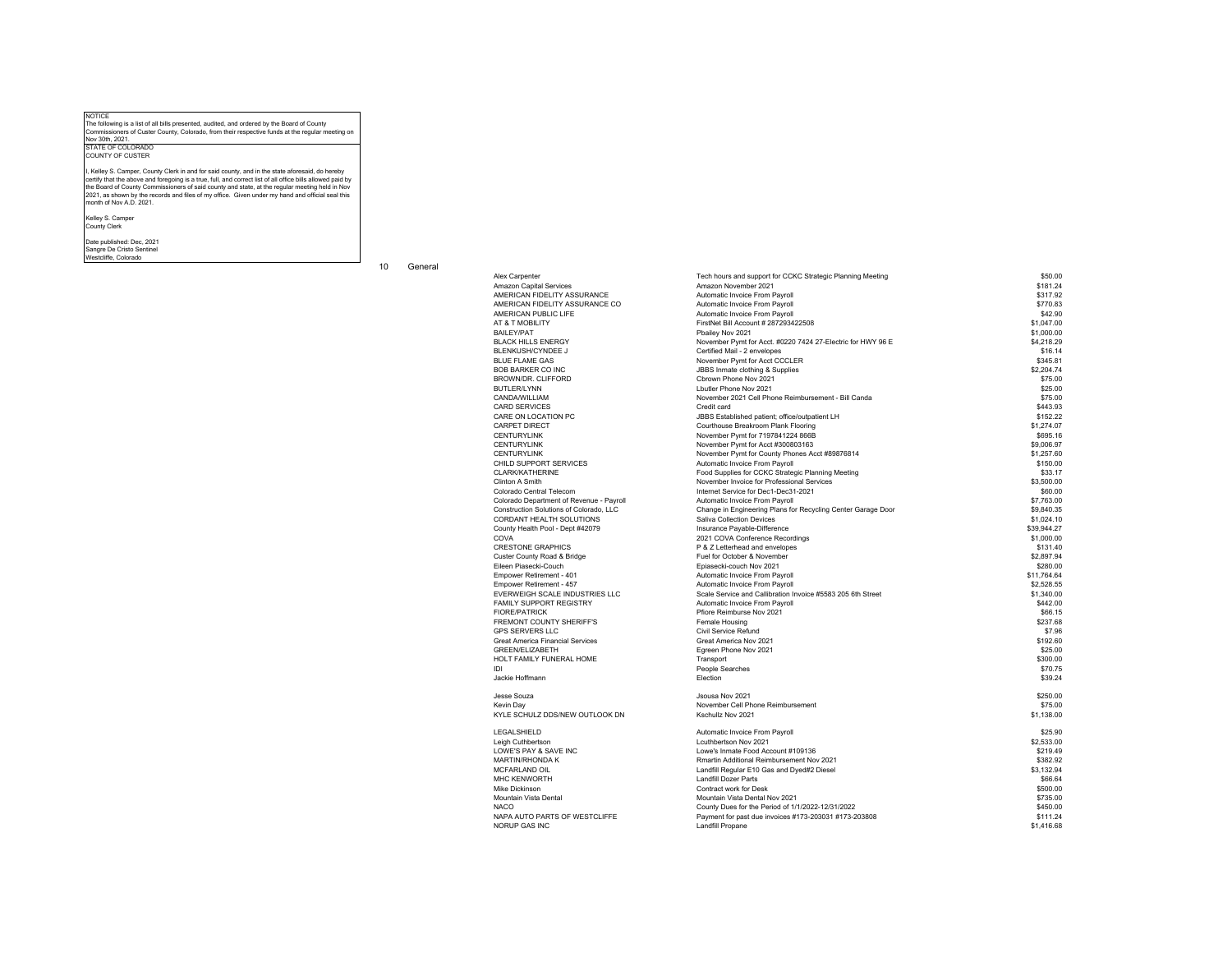NOTICE

The following is a list of all bills presented, audited, and ordered by the Board of County Commissioners of Custer County, Colorado, from their respective funds at the regular meeting on Nov 30th, 2021.

STATE OF COLORADO
COUNTY OF CUSTER

I, Kelley S. Camper, County Clerk in and for said county, and in the state aforesaid, do hereby certify that the above and foregoing is a true, full, and correct list of all office bills allowed paid by the Board of County Commissioners of said county and state, at the regular meeting held in Nov 2021, as shown by the records and files of my office. Given under my hand and official seal this month of Nov A.D. 2021.

Kelley S. Camper
County Clerk

Date published: Dec, 2021
Sangre De Cristo Sentinel
Westcliffe, Colorado

## 10 General

| Vendor | Description | Amount |
|---|---|---|
| Alex Carpenter | Tech hours and support for CCKC Strategic Planning Meeting | $50.00 |
| Amazon Capital Services | Amazon November 2021 | $181.24 |
| AMERICAN FIDELITY ASSURANCE | Automatic Invoice From Payroll | $317.92 |
| AMERICAN FIDELITY ASSURANCE CO | Automatic Invoice From Payroll | $770.83 |
| AMERICAN PUBLIC LIFE | Automatic Invoice From Payroll | $42.90 |
| AT & T MOBILITY | FirstNet Bill Account # 287293422508 | $1,047.00 |
| BAILEY/PAT | Pbailey Nov 2021 | $1,000.00 |
| BLACK HILLS ENERGY | November Pymt for Acct. #0220 7424 27-Electric for HWY 96 E | $4,218.29 |
| BLENKUSH/CYNDEE J | Certified Mail - 2 envelopes | $16.14 |
| BLUE FLAME GAS | November Pymt for Acct CCCLER | $345.81 |
| BOB BARKER CO INC | JBBS Inmate clothing & Supplies | $2,204.74 |
| BROWN/DR. CLIFFORD | Cbrown Phone Nov 2021 | $75.00 |
| BUTLER/LYNN | Lbutler Phone Nov 2021 | $25.00 |
| CANDA/WILLIAM | November 2021 Cell Phone Reimbursement - Bill Canda | $75.00 |
| CARD SERVICES | Credit card | $443.93 |
| CARE ON LOCATION PC | JBBS Established patient; office/outpatient LH | $152.22 |
| CARPET DIRECT | Courthouse Breakroom Plank Flooring | $1,274.07 |
| CENTURYLINK | November Pymt for 7197841224 866B | $695.16 |
| CENTURYLINK | November Pymt for Acct #300803163 | $9,006.97 |
| CENTURYLINK | November Pymt for County Phones Acct #89876814 | $1,257.60 |
| CHILD SUPPORT SERVICES | Automatic Invoice From Payroll | $150.00 |
| CLARK/KATHERINE | Food Supplies for CCKC Strategic Planning Meeting | $33.17 |
| Clinton A Smith | November Invoice for Professional Services | $3,500.00 |
| Colorado Central Telecom | Internet Service for Dec1-Dec31-2021 | $60.00 |
| Colorado Department of Revenue - Payroll | Automatic Invoice From Payroll | $7,763.00 |
| Construction Solutions of Colorado, LLC | Change in Engineering Plans for Recycling Center Garage Door | $9,840.35 |
| CORDANT HEALTH SOLUTIONS | Saliva Collection Devices | $1,024.10 |
| County Health Pool - Dept #42079 | Insurance Payable-Difference | $39,944.27 |
| COVA | 2021 COVA Conference Recordings | $1,000.00 |
| CRESTONE GRAPHICS | P & Z Letterhead and envelopes | $131.40 |
| Custer County Road & Bridge | Fuel for October & November | $2,897.94 |
| Eileen Piasecki-Couch | Epiasecki-couch Nov 2021 | $280.00 |
| Empower Retirement - 401 | Automatic Invoice From Payroll | $11,764.64 |
| Empower Retirement - 457 | Automatic Invoice From Payroll | $2,528.55 |
| EVERWEIGH SCALE INDUSTRIES LLC | Scale Service and Callibration Invoice #5583 205 6th Street | $1,340.00 |
| FAMILY SUPPORT REGISTRY | Automatic Invoice From Payroll | $442.00 |
| FIORE/PATRICK | Pfiore Reimburse Nov 2021 | $66.15 |
| FREMONT COUNTY SHERIFF'S | Female Housing | $237.68 |
| GPS SERVERS LLC | Civil Service Refund | $7.96 |
| Great America Financial Services | Great America Nov 2021 | $192.60 |
| GREEN/ELIZABETH | Egreen Phone Nov 2021 | $25.00 |
| HOLT FAMILY FUNERAL HOME | Transport | $300.00 |
| IDI | People Searches | $70.75 |
| Jackie Hoffmann | Election | $39.24 |
| Jesse Souza | Jsousa Nov 2021 | $250.00 |
| Kevin Day | November Cell Phone Reimbursement | $75.00 |
| KYLE SCHULZ DDS/NEW OUTLOOK DN | Kschullz Nov 2021 | $1,138.00 |
| LEGALSHIELD | Automatic Invoice From Payroll | $25.90 |
| Leigh Cuthbertson | Lcuthbertson Nov 2021 | $2,533.00 |
| LOWE'S PAY & SAVE INC | Lowe's Inmate Food Account #109136 | $219.49 |
| MARTIN/RHONDA K | Rmartin Additional Reimbursement Nov 2021 | $382.92 |
| MCFARLAND OIL | Landfill Regular E10 Gas and Dyed#2 Diesel | $3,132.94 |
| MHC KENWORTH | Landfill Dozer Parts | $66.64 |
| Mike Dickinson | Contract work for Desk | $500.00 |
| Mountain Vista Dental | Mountain Vista Dental Nov 2021 | $735.00 |
| NACO | County Dues for the Period of 1/1/2022-12/31/2022 | $450.00 |
| NAPA AUTO PARTS OF WESTCLIFFE | Payment for past due invoices #173-203031 #173-203808 | $111.24 |
| NORUP GAS INC | Landfill Propane | $1,416.68 |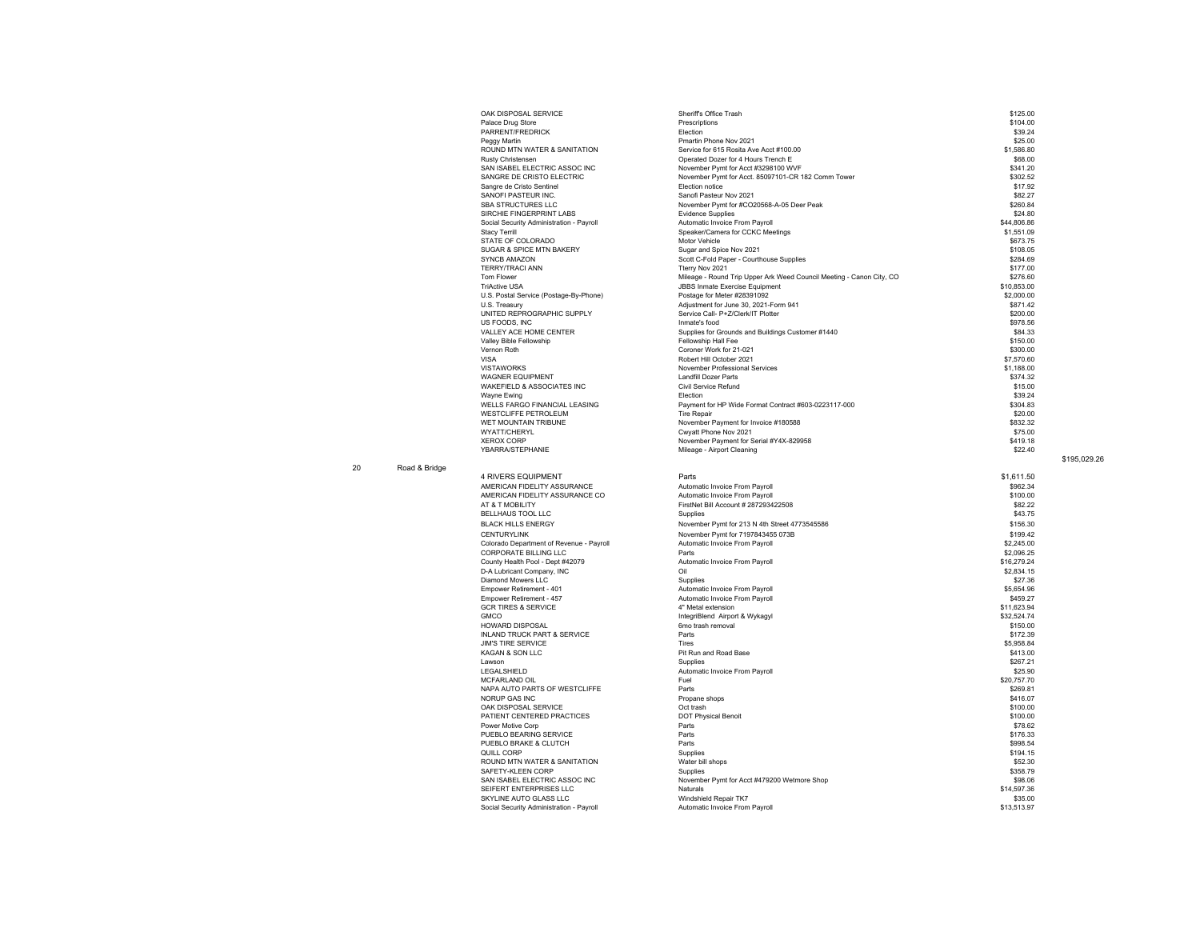| Fund | Department | Vendor | Description | Amount | Total |
|---|---|---|---|---|---|
| | | OAK DISPOSAL SERVICE | Sheriff's Office Trash | $125.00 | |
| | | Palace Drug Store | Prescriptions | $104.00 | |
| | | PARRENT/FREDRICK | Election | $39.24 | |
| | | Peggy Martin | Pmartin Phone Nov 2021 | $25.00 | |
| | | ROUND MTN WATER & SANITATION | Service for 615 Rosita Ave Acct #100.00 | $1,586.80 | |
| | | Rusty Christensen | Operated Dozer for 4 Hours Trench E | $68.00 | |
| | | SAN ISABEL ELECTRIC ASSOC INC | November Pymt for Acct #3298100 WVF | $341.20 | |
| | | SANGRE DE CRISTO ELECTRIC | November Pymt for Acct. 85097101-CR 182 Comm Tower | $302.52 | |
| | | Sangre de Cristo Sentinel | Election notice | $17.92 | |
| | | SANOFI PASTEUR INC. | Sanofi Pasteur Nov 2021 | $82.27 | |
| | | SBA STRUCTURES LLC | November Pymt for #CO20568-A-05 Deer Peak | $260.84 | |
| | | SIRCHIE FINGERPRINT LABS | Evidence Supplies | $24.80 | |
| | | Social Security Administration - Payroll | Automatic Invoice From Payroll | $44,806.86 | |
| | | Stacy Terrill | Speaker/Camera for CCKC Meetings | $1,551.09 | |
| | | STATE OF COLORADO | Motor Vehicle | $673.75 | |
| | | SUGAR & SPICE MTN BAKERY | Sugar and Spice Nov 2021 | $108.05 | |
| | | SYNCB AMAZON | Scott C-Fold Paper - Courthouse Supplies | $284.69 | |
| | | TERRY/TRACI ANN | Tterry Nov 2021 | $177.00 | |
| | | Tom Flower | Mileage - Round Trip Upper Ark Weed Council Meeting - Canon City, CO | $276.60 | |
| | | TriActive USA | JBBS Inmate Exercise Equipment | $10,853.00 | |
| | | U.S. Postal Service (Postage-By-Phone) | Postage for Meter #28391092 | $2,000.00 | |
| | | U.S. Treasury | Adjustment for June 30, 2021-Form 941 | $871.42 | |
| | | UNITED REPROGRAPHIC SUPPLY | Service Call- P+Z/Clerk/IT Plotter | $200.00 | |
| | | US FOODS, INC | Inmate's food | $978.56 | |
| | | VALLEY ACE HOME CENTER | Supplies for Grounds and Buildings Customer #1440 | $84.33 | |
| | | Valley Bible Fellowship | Fellowship Hall Fee | $150.00 | |
| | | Vernon Roth | Coroner Work for 21-021 | $300.00 | |
| | | VISA | Robert Hill October 2021 | $7,570.60 | |
| | | VISTAWORKS | November Professional Services | $1,188.00 | |
| | | WAGNER EQUIPMENT | Landfill Dozer Parts | $374.32 | |
| | | WAKEFIELD & ASSOCIATES INC | Civil Service Refund | $15.00 | |
| | | Wayne Ewing | Election | $39.24 | |
| | | WELLS FARGO FINANCIAL LEASING | Payment for HP Wide Format Contract #603-0223117-000 | $304.83 | |
| | | WESTCLIFFE PETROLEUM | Tire Repair | $20.00 | |
| | | WET MOUNTAIN TRIBUNE | November Payment for Invoice #180588 | $832.32 | |
| | | WYATT/CHERYL | Cwyatt Phone Nov 2021 | $75.00 | |
| | | XEROX CORP | November Payment for Serial #Y4X-829958 | $419.18 | |
| | | YBARRA/STEPHANIE | Mileage - Airport Cleaning | $22.40 | |
| | | | | | $195,029.26 |
| 20 | Road & Bridge | | | | |
| | | 4 RIVERS EQUIPMENT | Parts | $1,611.50 | |
| | | AMERICAN FIDELITY ASSURANCE | Automatic Invoice From Payroll | $962.34 | |
| | | AMERICAN FIDELITY ASSURANCE CO | Automatic Invoice From Payroll | $100.00 | |
| | | AT & T MOBILITY | FirstNet Bill Account # 287293422508 | $82.22 | |
| | | BELLHAUS TOOL LLC | Supplies | $43.75 | |
| | | BLACK HILLS ENERGY | November Pymt for 213 N 4th Street 4773545586 | $156.30 | |
| | | CENTURYLINK | November Pymt for 7197843455 073B | $199.42 | |
| | | Colorado Department of Revenue - Payroll | Automatic Invoice From Payroll | $2,245.00 | |
| | | CORPORATE BILLING LLC | Parts | $2,096.25 | |
| | | County Health Pool - Dept #42079 | Automatic Invoice From Payroll | $16,279.24 | |
| | | D-A Lubricant Company, INC | Oil | $2,834.15 | |
| | | Diamond Mowers LLC | Supplies | $27.36 | |
| | | Empower Retirement - 401 | Automatic Invoice From Payroll | $5,654.96 | |
| | | Empower Retirement - 457 | Automatic Invoice From Payroll | $459.27 | |
| | | GCR TIRES & SERVICE | 4" Metal extension | $11,623.94 | |
| | | GMCO | IntegriBlend Airport & Wykagyl | $32,524.74 | |
| | | HOWARD DISPOSAL | 6mo trash removal | $150.00 | |
| | | INLAND TRUCK PART & SERVICE | Parts | $172.39 | |
| | | JIM'S TIRE SERVICE | Tires | $5,958.84 | |
| | | KAGAN & SON LLC | Pit Run and Road Base | $413.00 | |
| | | Lawson | Supplies | $267.21 | |
| | | LEGALSHIELD | Automatic Invoice From Payroll | $25.90 | |
| | | MCFARLAND OIL | Fuel | $20,757.70 | |
| | | NAPA AUTO PARTS OF WESTCLIFFE | Parts | $269.81 | |
| | | NORUP GAS INC | Propane shops | $416.07 | |
| | | OAK DISPOSAL SERVICE | Oct trash | $100.00 | |
| | | PATIENT CENTERED PRACTICES | DOT Physical Benoit | $100.00 | |
| | | Power Motive Corp | Parts | $78.62 | |
| | | PUEBLO BEARING SERVICE | Parts | $176.33 | |
| | | PUEBLO BRAKE & CLUTCH | Parts | $998.54 | |
| | | QUILL CORP | Supplies | $194.15 | |
| | | ROUND MTN WATER & SANITATION | Water bill shops | $52.30 | |
| | | SAFETY-KLEEN CORP | Supplies | $358.79 | |
| | | SAN ISABEL ELECTRIC ASSOC INC | November Pymt for Acct #479200 Wetmore Shop | $98.06 | |
| | | SEIFERT ENTERPRISES LLC | Naturals | $14,597.36 | |
| | | SKYLINE AUTO GLASS LLC | Windshield Repair TK7 | $35.00 | |
| | | Social Security Administration - Payroll | Automatic Invoice From Payroll | $13,513.97 | |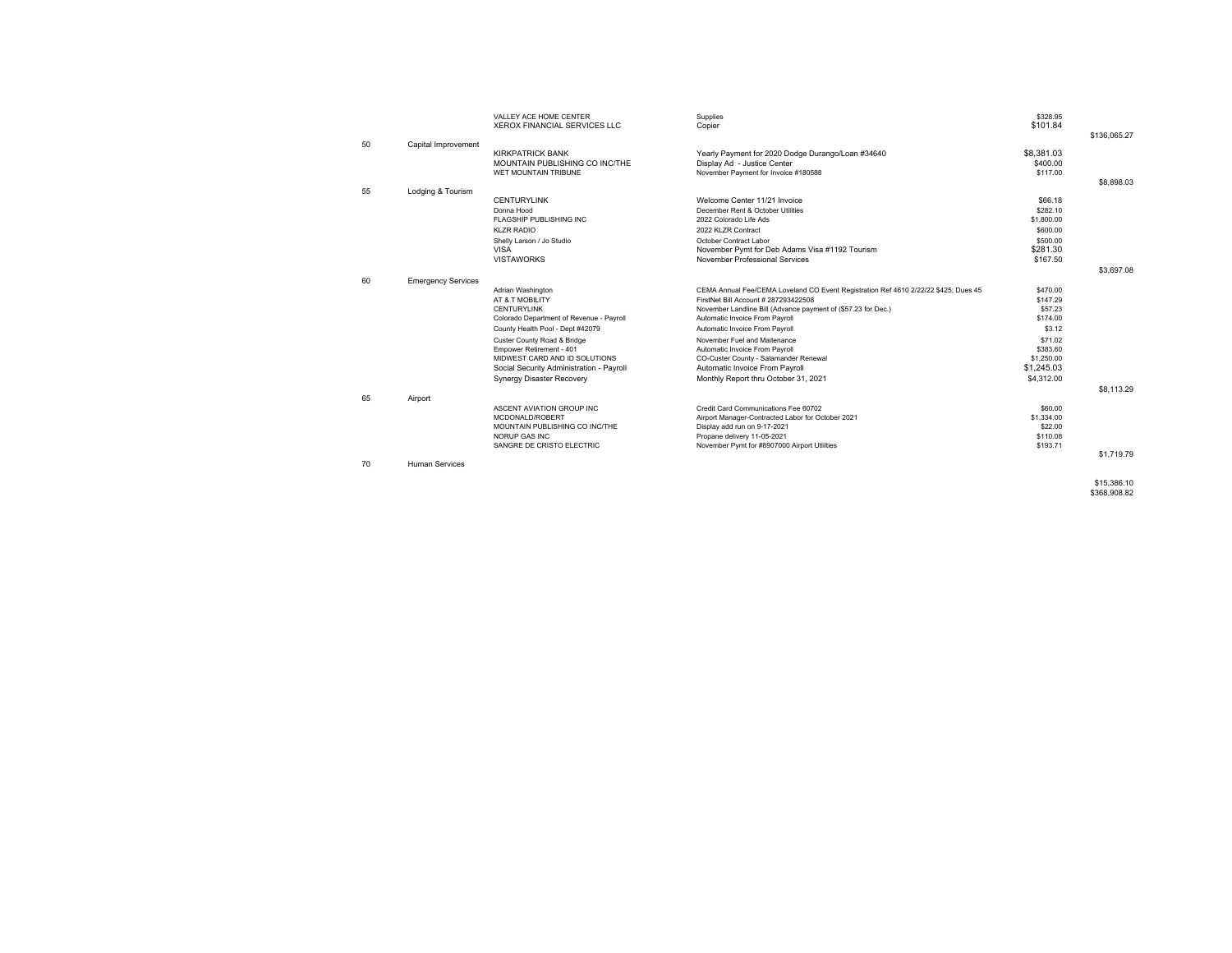| | | | | | |
|---|---|---|---|---|---|
| | | VALLEY ACE HOME CENTER | Supplies | $328.95 | |
| | | XEROX FINANCIAL SERVICES LLC | Copier | $101.84 | |
| | | | | | $136,065.27 |
| 50 | Capital Improvement | | | | |
| | | KIRKPATRICK BANK | Yearly Payment for 2020 Dodge Durango/Loan #34640 | $8,381.03 | |
| | | MOUNTAIN PUBLISHING CO INC/THE | Display Ad - Justice Center | $400.00 | |
| | | WET MOUNTAIN TRIBUNE | November Payment for Invoice #180588 | $117.00 | |
| | | | | | $8,898.03 |
| 55 | Lodging & Tourism | | | | |
| | | CENTURYLINK | Welcome Center 11/21 Invoice | $66.18 | |
| | | Donna Hood | December Rent & October Utilities | $282.10 | |
| | | FLAGSHIP PUBLISHING INC | 2022 Colorado Life Ads | $1,800.00 | |
| | | KLZR RADIO | 2022 KLZR Contract | $600.00 | |
| | | Shelly Larson / Jo Studio | October Contract Labor | $500.00 | |
| | | VISA | November Pymt for Deb Adams Visa #1192 Tourism | $281.30 | |
| | | VISTAWORKS | November Professional Services | $167.50 | |
| | | | | | $3,697.08 |
| 60 | Emergency Services | | | | |
| | | Adrian Washington | CEMA Annual Fee/CEMA Loveland CO Event Registration Ref 4610 2/22/22 $425; Dues 45 | $470.00 | |
| | | AT & T MOBILITY | FirstNet Bill Account # 287293422508 | $147.29 | |
| | | CENTURYLINK | November Landline Bill (Advance payment of ($57.23 for Dec.) | $57.23 | |
| | | Colorado Department of Revenue - Payroll | Automatic Invoice From Payroll | $174.00 | |
| | | County Health Pool - Dept #42079 | Automatic Invoice From Payroll | $3.12 | |
| | | Custer County Road & Bridge | November Fuel and Maitenance | $71.02 | |
| | | Empower Retirement - 401 | Automatic Invoice From Payroll | $383.60 | |
| | | MIDWEST CARD AND ID SOLUTIONS | CO-Custer County - Salamander Renewal | $1,250.00 | |
| | | Social Security Administration - Payroll | Automatic Invoice From Payroll | $1,245.03 | |
| | | Synergy Disaster Recovery | Monthly Report thru October 31, 2021 | $4,312.00 | |
| | | | | | $8,113.29 |
| 65 | Airport | | | | |
| | | ASCENT AVIATION GROUP INC | Credit Card Communications Fee 60702 | $60.00 | |
| | | MCDONALD/ROBERT | Airport Manager-Contracted Labor for October 2021 | $1,334.00 | |
| | | MOUNTAIN PUBLISHING CO INC/THE | Display add run on 9-17-2021 | $22.00 | |
| | | NORUP GAS INC | Propane delivery 11-05-2021 | $110.08 | |
| | | SANGRE DE CRISTO ELECTRIC | November Pymt for #8907000 Airport Utilities | $193.71 | |
| | | | | | $1,719.79 |
| 70 | Human Services | | | | |
| | | | | | $15,386.10 |
| | | | | | $368,908.82 |